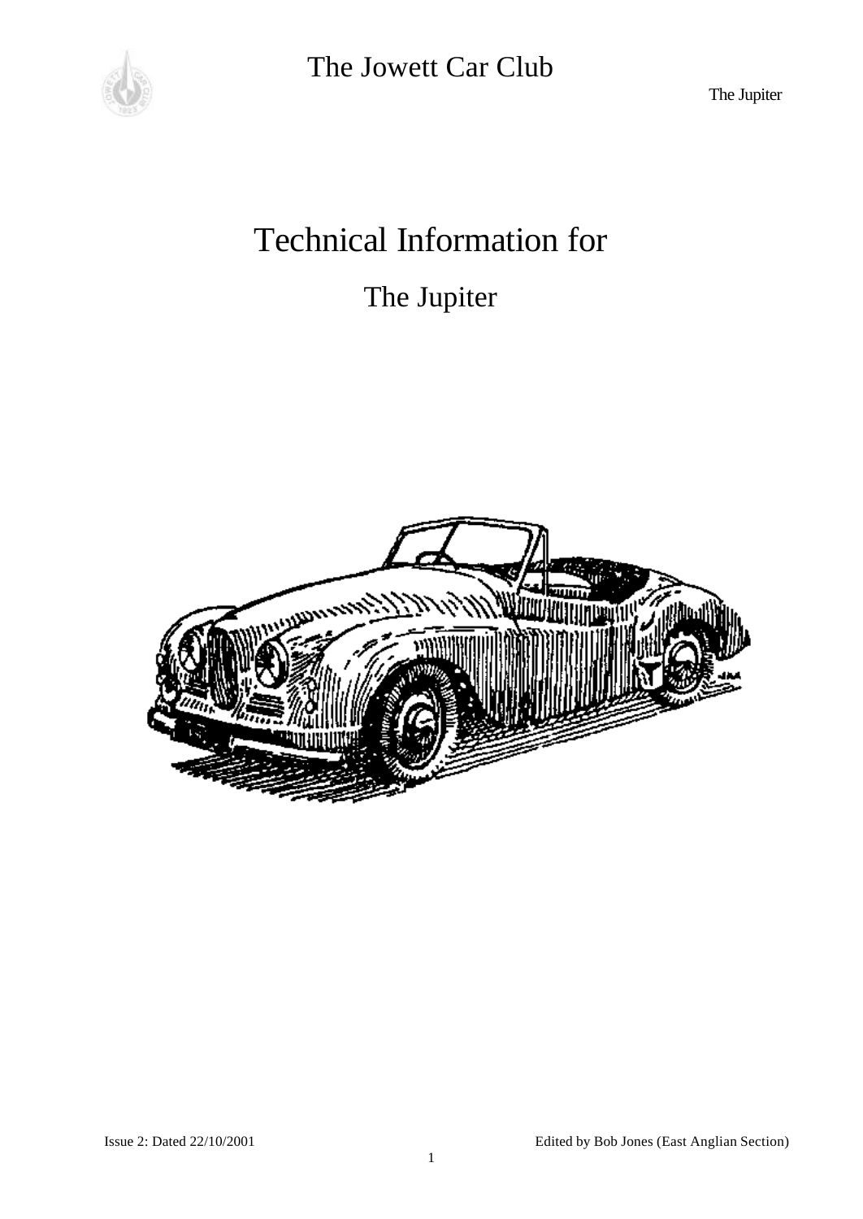The Jowett Car Club

The Jupiter

# Technical Information for

## The Jupiter

Issue 2: Dated 22/10/2001

Edited by Bob Jones (East Anglian Section)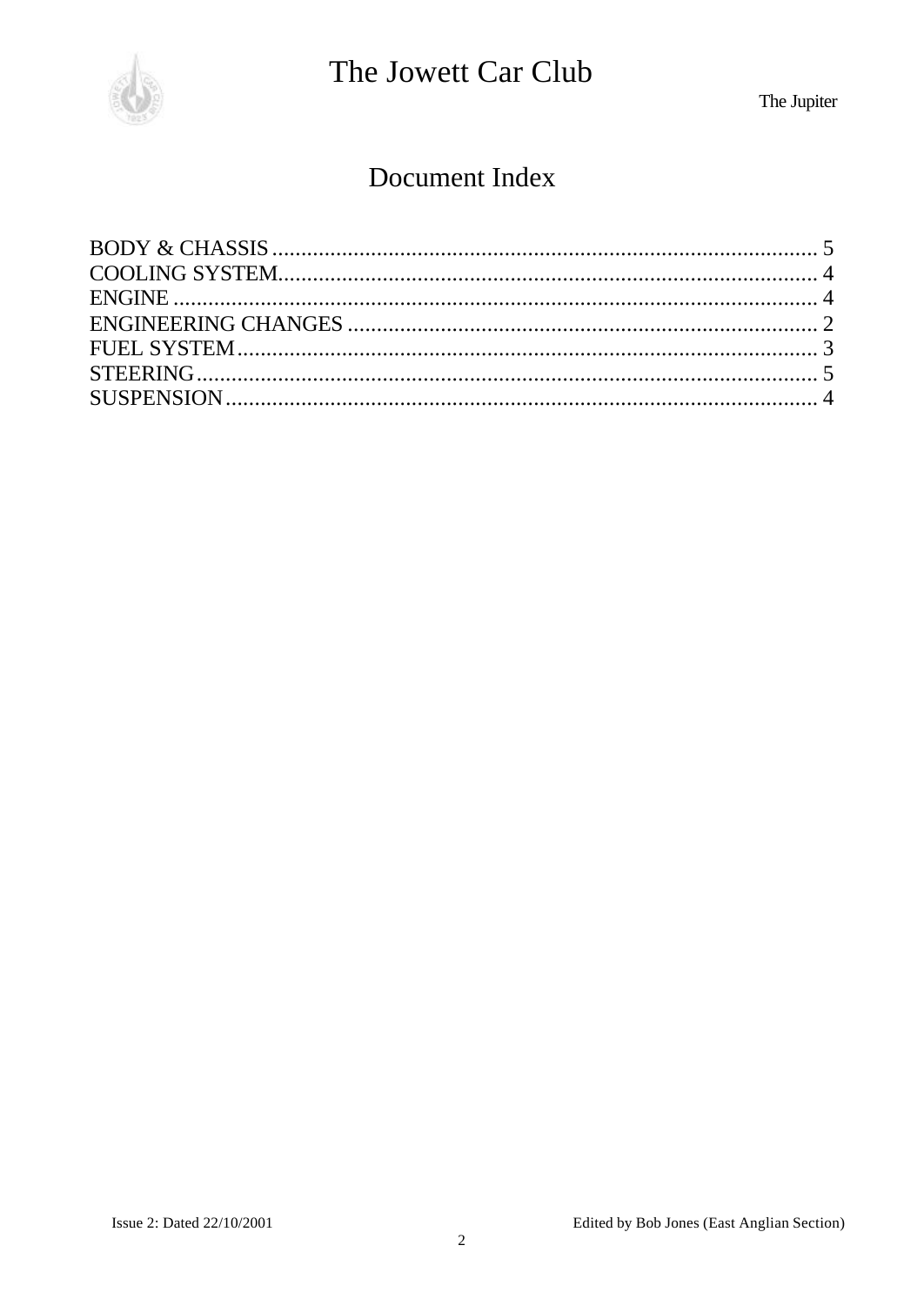# Document Index

BODY & CHASSIS ..................................................................................................... 5
COOLING SYSTEM.................................................................................................... 4
ENGINE ..................................................................................................................... 4
ENGINEERING CHANGES ........................................................................................ 2
FUEL SYSTEM ........................................................................................................... 3
STEERING ................................................................................................................. 5
SUSPENSION ............................................................................................................ 4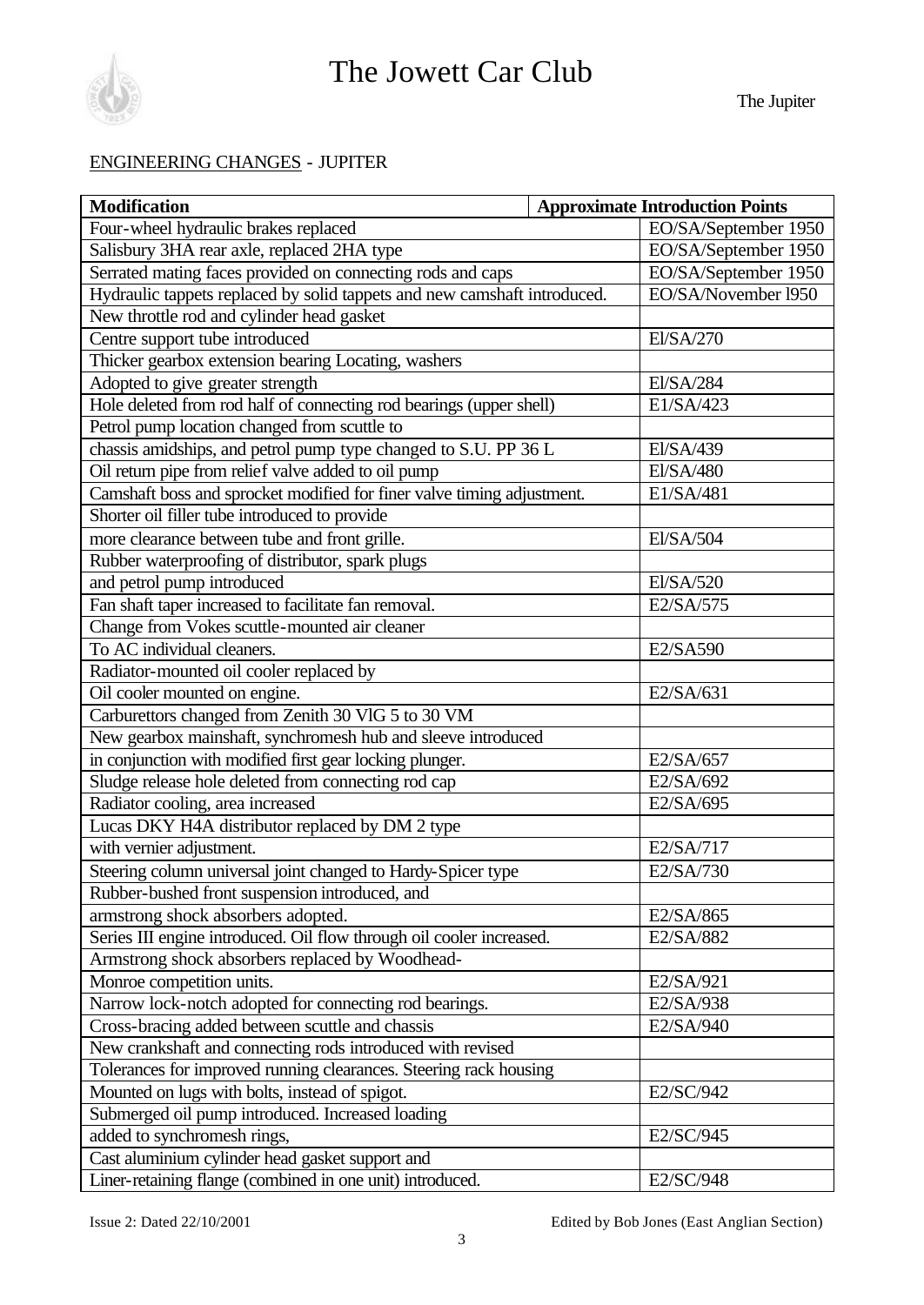## ENGINEERING CHANGES - JUPITER

| Modification | Approximate Introduction Points |
|---|---|
| Four-wheel hydraulic brakes replaced | EO/SA/September 1950 |
| Salisbury 3HA rear axle, replaced 2HA type | EO/SA/September 1950 |
| Serrated mating faces provided on connecting rods and caps | EO/SA/September 1950 |
| Hydraulic tappets replaced by solid tappets and new camshaft introduced. | EO/SA/November l950 |
| New throttle rod and cylinder head gasket | |
| Centre support tube introduced | El/SA/270 |
| Thicker gearbox extension bearing Locating, washers | |
| Adopted to give greater strength | El/SA/284 |
| Hole deleted from rod half of connecting rod bearings (upper shell) | E1/SA/423 |
| Petrol pump location changed from scuttle to | |
| chassis amidships, and petrol pump type changed to S.U. PP 36 L | El/SA/439 |
| Oil return pipe from relief valve added to oil pump | El/SA/480 |
| Camshaft boss and sprocket modified for finer valve timing adjustment. | E1/SA/481 |
| Shorter oil filler tube introduced to provide | |
| more clearance between tube and front grille. | El/SA/504 |
| Rubber waterproofing of distributor, spark plugs | |
| and petrol pump introduced | El/SA/520 |
| Fan shaft taper increased to facilitate fan removal. | E2/SA/575 |
| Change from Vokes scuttle-mounted air cleaner | |
| To AC individual cleaners. | E2/SA590 |
| Radiator-mounted oil cooler replaced by | |
| Oil cooler mounted on engine. | E2/SA/631 |
| Carburettors changed from Zenith 30 VlG 5 to 30 VM | |
| New gearbox mainshaft, synchromesh hub and sleeve introduced | |
| in conjunction with modified first gear locking plunger. | E2/SA/657 |
| Sludge release hole deleted from connecting rod cap | E2/SA/692 |
| Radiator cooling, area increased | E2/SA/695 |
| Lucas DKY H4A distributor replaced by DM 2 type | |
| with vernier adjustment. | E2/SA/717 |
| Steering column universal joint changed to Hardy-Spicer type | E2/SA/730 |
| Rubber-bushed front suspension introduced, and | |
| armstrong shock absorbers adopted. | E2/SA/865 |
| Series III engine introduced. Oil flow through oil cooler increased. | E2/SA/882 |
| Armstrong shock absorbers replaced by Woodhead- | |
| Monroe competition units. | E2/SA/921 |
| Narrow lock-notch adopted for connecting rod bearings. | E2/SA/938 |
| Cross-bracing added between scuttle and chassis | E2/SA/940 |
| New crankshaft and connecting rods introduced with revised | |
| Tolerances for improved running clearances. Steering rack housing | |
| Mounted on lugs with bolts, instead of spigot. | E2/SC/942 |
| Submerged oil pump introduced. Increased loading | |
| added to synchromesh rings, | E2/SC/945 |
| Cast aluminium cylinder head gasket support and | |
| Liner-retaining flange (combined in one unit) introduced. | E2/SC/948 |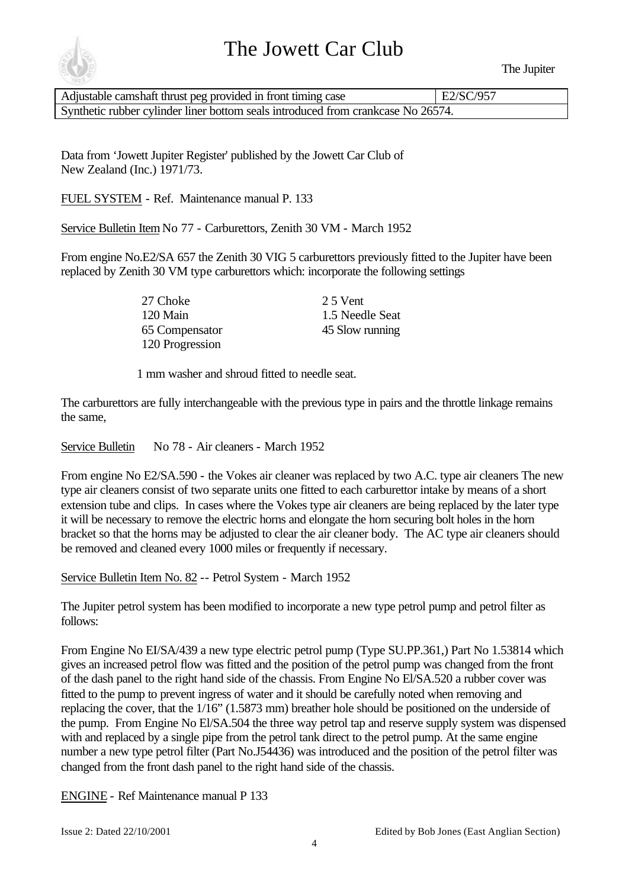| Adjustable camshaft thrust peg provided in front timing case | E2/SC/957 |
|---|---|
| Synthetic rubber cylinder liner bottom seals introduced from crankcase No 26574. | |

Data from 'Jowett Jupiter Register' published by the Jowett Car Club of New Zealand (Inc.) 1971/73.

FUEL SYSTEM - Ref. Maintenance manual P. 133

Service Bulletin Item No 77 - Carburettors, Zenith 30 VM - March 1952

From engine No.E2/SA 657 the Zenith 30 VIG 5 carburettors previously fitted to the Jupiter have been replaced by Zenith 30 VM type carburettors which: incorporate the following settings

| | |
|---|---|
| 27 Choke | 2 5 Vent |
| 120 Main | 1.5 Needle Seat |
| 65 Compensator | 45 Slow running |
| 120 Progression | |

1 mm washer and shroud fitted to needle seat.

The carburettors are fully interchangeable with the previous type in pairs and the throttle linkage remains the same,

Service Bulletin No 78 - Air cleaners - March 1952

From engine No E2/SA.590 - the Vokes air cleaner was replaced by two A.C. type air cleaners The new type air cleaners consist of two separate units one fitted to each carburettor intake by means of a short extension tube and clips. In cases where the Vokes type air cleaners are being replaced by the later type it will be necessary to remove the electric horns and elongate the horn securing bolt holes in the horn bracket so that the horns may be adjusted to clear the air cleaner body. The AC type air cleaners should be removed and cleaned every 1000 miles or frequently if necessary.

Service Bulletin Item No. 82 -- Petrol System - March 1952

The Jupiter petrol system has been modified to incorporate a new type petrol pump and petrol filter as follows:

From Engine No EI/SA/439 a new type electric petrol pump (Type SU.PP.361,) Part No 1.53814 which gives an increased petrol flow was fitted and the position of the petrol pump was changed from the front of the dash panel to the right hand side of the chassis. From Engine No El/SA.520 a rubber cover was fitted to the pump to prevent ingress of water and it should be carefully noted when removing and replacing the cover, that the 1/16" (1.5873 mm) breather hole should be positioned on the underside of the pump. From Engine No El/SA.504 the three way petrol tap and reserve supply system was dispensed with and replaced by a single pipe from the petrol tank direct to the petrol pump. At the same engine number a new type petrol filter (Part No.J54436) was introduced and the position of the petrol filter was changed from the front dash panel to the right hand side of the chassis.

ENGINE - Ref Maintenance manual P 133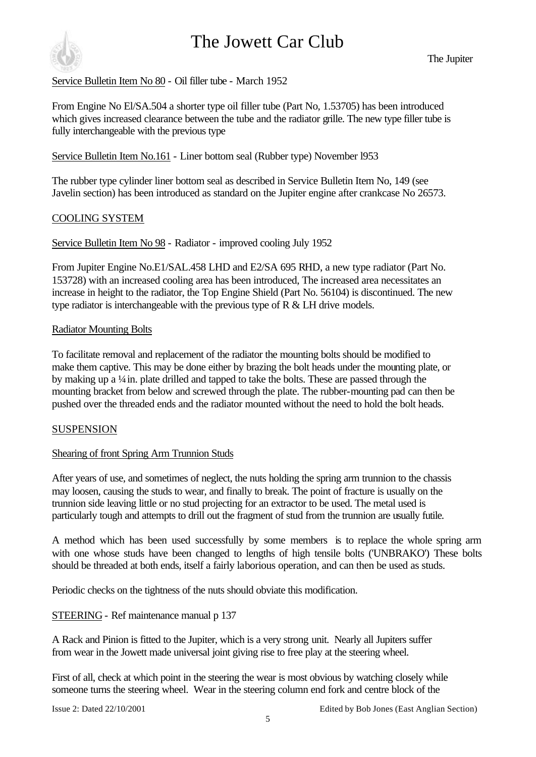Service Bulletin Item No 80 - Oil filler tube - March 1952

From Engine No El/SA.504 a shorter type oil filler tube (Part No, 1.53705) has been introduced which gives increased clearance between the tube and the radiator grille. The new type filler tube is fully interchangeable with the previous type

Service Bulletin Item No.161 - Liner bottom seal (Rubber type) November l953

The rubber type cylinder liner bottom seal as described in Service Bulletin Item No, 149 (see Javelin section) has been introduced as standard on the Jupiter engine after crankcase No 26573.

## COOLING SYSTEM

Service Bulletin Item No 98 - Radiator - improved cooling July 1952

From Jupiter Engine No.E1/SAL.458 LHD and E2/SA 695 RHD, a new type radiator (Part No. 153728) with an increased cooling area has been introduced, The increased area necessitates an increase in height to the radiator, the Top Engine Shield (Part No. 56104) is discontinued. The new type radiator is interchangeable with the previous type of R & LH drive models.

### Radiator Mounting Bolts

To facilitate removal and replacement of the radiator the mounting bolts should be modified to make them captive. This may be done either by brazing the bolt heads under the mounting plate, or by making up a ¼ in. plate drilled and tapped to take the bolts. These are passed through the mounting bracket from below and screwed through the plate. The rubber-mounting pad can then be pushed over the threaded ends and the radiator mounted without the need to hold the bolt heads.

## SUSPENSION

### Shearing of front Spring Arm Trunnion Studs

After years of use, and sometimes of neglect, the nuts holding the spring arm trunnion to the chassis may loosen, causing the studs to wear, and finally to break. The point of fracture is usually on the trunnion side leaving little or no stud projecting for an extractor to be used. The metal used is particularly tough and attempts to drill out the fragment of stud from the trunnion are usually futile.

A method which has been used successfully by some members is to replace the whole spring arm with one whose studs have been changed to lengths of high tensile bolts ('UNBRAKO') These bolts should be threaded at both ends, itself a fairly laborious operation, and can then be used as studs.

Periodic checks on the tightness of the nuts should obviate this modification.

## STEERING - Ref maintenance manual p 137

A Rack and Pinion is fitted to the Jupiter, which is a very strong unit. Nearly all Jupiters suffer from wear in the Jowett made universal joint giving rise to free play at the steering wheel.

First of all, check at which point in the steering the wear is most obvious by watching closely while someone turns the steering wheel. Wear in the steering column end fork and centre block of the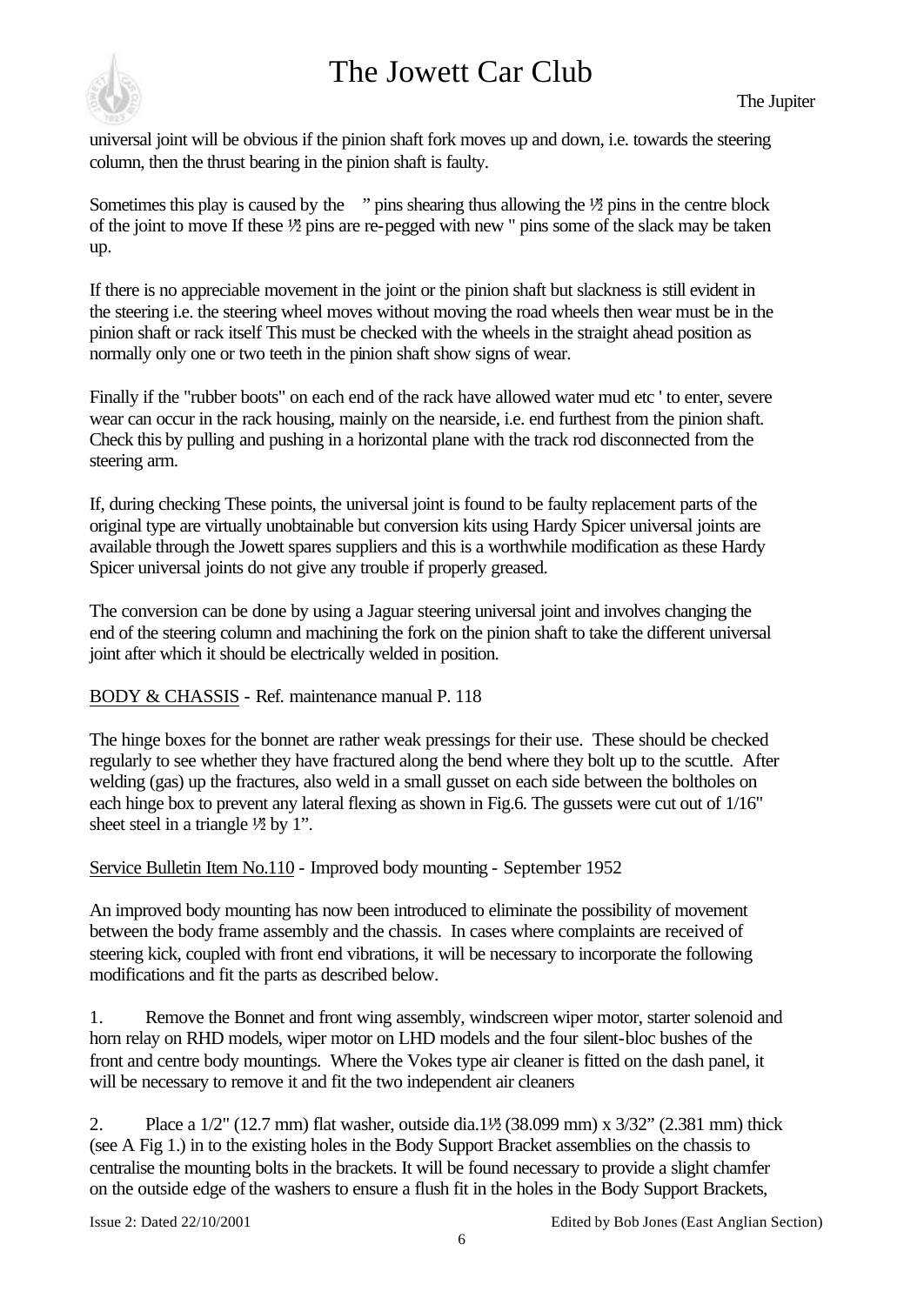universal joint will be obvious if the pinion shaft fork moves up and down, i.e. towards the steering column, then the thrust bearing in the pinion shaft is faulty.

Sometimes this play is caused by the " pins shearing thus allowing the ½ pins in the centre block of the joint to move If these ½ pins are re-pegged with new " pins some of the slack may be taken up.

If there is no appreciable movement in the joint or the pinion shaft but slackness is still evident in the steering i.e. the steering wheel moves without moving the road wheels then wear must be in the pinion shaft or rack itself This must be checked with the wheels in the straight ahead position as normally only one or two teeth in the pinion shaft show signs of wear.

Finally if the "rubber boots" on each end of the rack have allowed water mud etc ' to enter, severe wear can occur in the rack housing, mainly on the nearside, i.e. end furthest from the pinion shaft. Check this by pulling and pushing in a horizontal plane with the track rod disconnected from the steering arm.

If, during checking These points, the universal joint is found to be faulty replacement parts of the original type are virtually unobtainable but conversion kits using Hardy Spicer universal joints are available through the Jowett spares suppliers and this is a worthwhile modification as these Hardy Spicer universal joints do not give any trouble if properly greased.

The conversion can be done by using a Jaguar steering universal joint and involves changing the end of the steering column and machining the fork on the pinion shaft to take the different universal joint after which it should be electrically welded in position.

BODY & CHASSIS - Ref. maintenance manual P. 118

The hinge boxes for the bonnet are rather weak pressings for their use. These should be checked regularly to see whether they have fractured along the bend where they bolt up to the scuttle. After welding (gas) up the fractures, also weld in a small gusset on each side between the boltholes on each hinge box to prevent any lateral flexing as shown in Fig.6. The gussets were cut out of 1/16" sheet steel in a triangle ½ by 1".

Service Bulletin Item No.110 - Improved body mounting - September 1952

An improved body mounting has now been introduced to eliminate the possibility of movement between the body frame assembly and the chassis. In cases where complaints are received of steering kick, coupled with front end vibrations, it will be necessary to incorporate the following modifications and fit the parts as described below.

1. Remove the Bonnet and front wing assembly, windscreen wiper motor, starter solenoid and horn relay on RHD models, wiper motor on LHD models and the four silent-bloc bushes of the front and centre body mountings. Where the Vokes type air cleaner is fitted on the dash panel, it will be necessary to remove it and fit the two independent air cleaners

2. Place a 1/2" (12.7 mm) flat washer, outside dia.1½ (38.099 mm) x 3/32" (2.381 mm) thick (see A Fig 1.) in to the existing holes in the Body Support Bracket assemblies on the chassis to centralise the mounting bolts in the brackets. It will be found necessary to provide a slight chamfer on the outside edge of the washers to ensure a flush fit in the holes in the Body Support Brackets,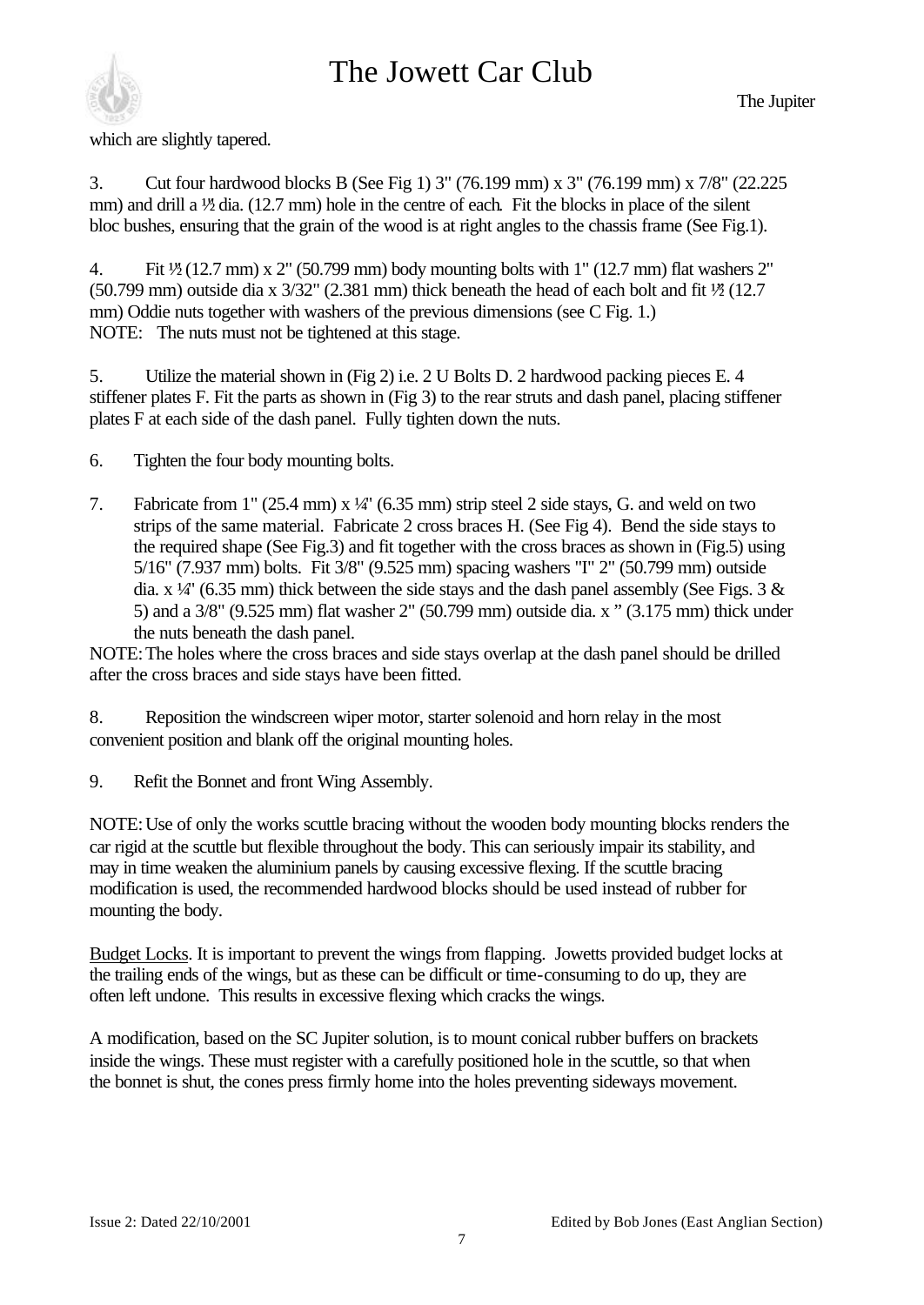which are slightly tapered.

3. Cut four hardwood blocks B (See Fig 1) 3" (76.199 mm) x 3" (76.199 mm) x 7/8" (22.225 mm) and drill a ½ dia. (12.7 mm) hole in the centre of each. Fit the blocks in place of the silent bloc bushes, ensuring that the grain of the wood is at right angles to the chassis frame (See Fig.1).

4. Fit ½ (12.7 mm) x 2" (50.799 mm) body mounting bolts with 1" (12.7 mm) flat washers 2" (50.799 mm) outside dia x 3/32" (2.381 mm) thick beneath the head of each bolt and fit ½ (12.7 mm) Oddie nuts together with washers of the previous dimensions (see C Fig. 1.)
NOTE: The nuts must not be tightened at this stage.

5. Utilize the material shown in (Fig 2) i.e. 2 U Bolts D. 2 hardwood packing pieces E. 4 stiffener plates F. Fit the parts as shown in (Fig 3) to the rear struts and dash panel, placing stiffener plates F at each side of the dash panel. Fully tighten down the nuts.

6. Tighten the four body mounting bolts.

7. Fabricate from 1" (25.4 mm) x ¼" (6.35 mm) strip steel 2 side stays, G. and weld on two strips of the same material. Fabricate 2 cross braces H. (See Fig 4). Bend the side stays to the required shape (See Fig.3) and fit together with the cross braces as shown in (Fig.5) using 5/16" (7.937 mm) bolts. Fit 3/8" (9.525 mm) spacing washers "I" 2" (50.799 mm) outside dia. x ¼" (6.35 mm) thick between the side stays and the dash panel assembly (See Figs. 3 & 5) and a 3/8" (9.525 mm) flat washer 2" (50.799 mm) outside dia. x " (3.175 mm) thick under the nuts beneath the dash panel.

NOTE: The holes where the cross braces and side stays overlap at the dash panel should be drilled after the cross braces and side stays have been fitted.

8. Reposition the windscreen wiper motor, starter solenoid and horn relay in the most convenient position and blank off the original mounting holes.

9. Refit the Bonnet and front Wing Assembly.

NOTE: Use of only the works scuttle bracing without the wooden body mounting blocks renders the car rigid at the scuttle but flexible throughout the body. This can seriously impair its stability, and may in time weaken the aluminium panels by causing excessive flexing. If the scuttle bracing modification is used, the recommended hardwood blocks should be used instead of rubber for mounting the body.

Budget Locks. It is important to prevent the wings from flapping. Jowetts provided budget locks at the trailing ends of the wings, but as these can be difficult or time-consuming to do up, they are often left undone. This results in excessive flexing which cracks the wings.

A modification, based on the SC Jupiter solution, is to mount conical rubber buffers on brackets inside the wings. These must register with a carefully positioned hole in the scuttle, so that when the bonnet is shut, the cones press firmly home into the holes preventing sideways movement.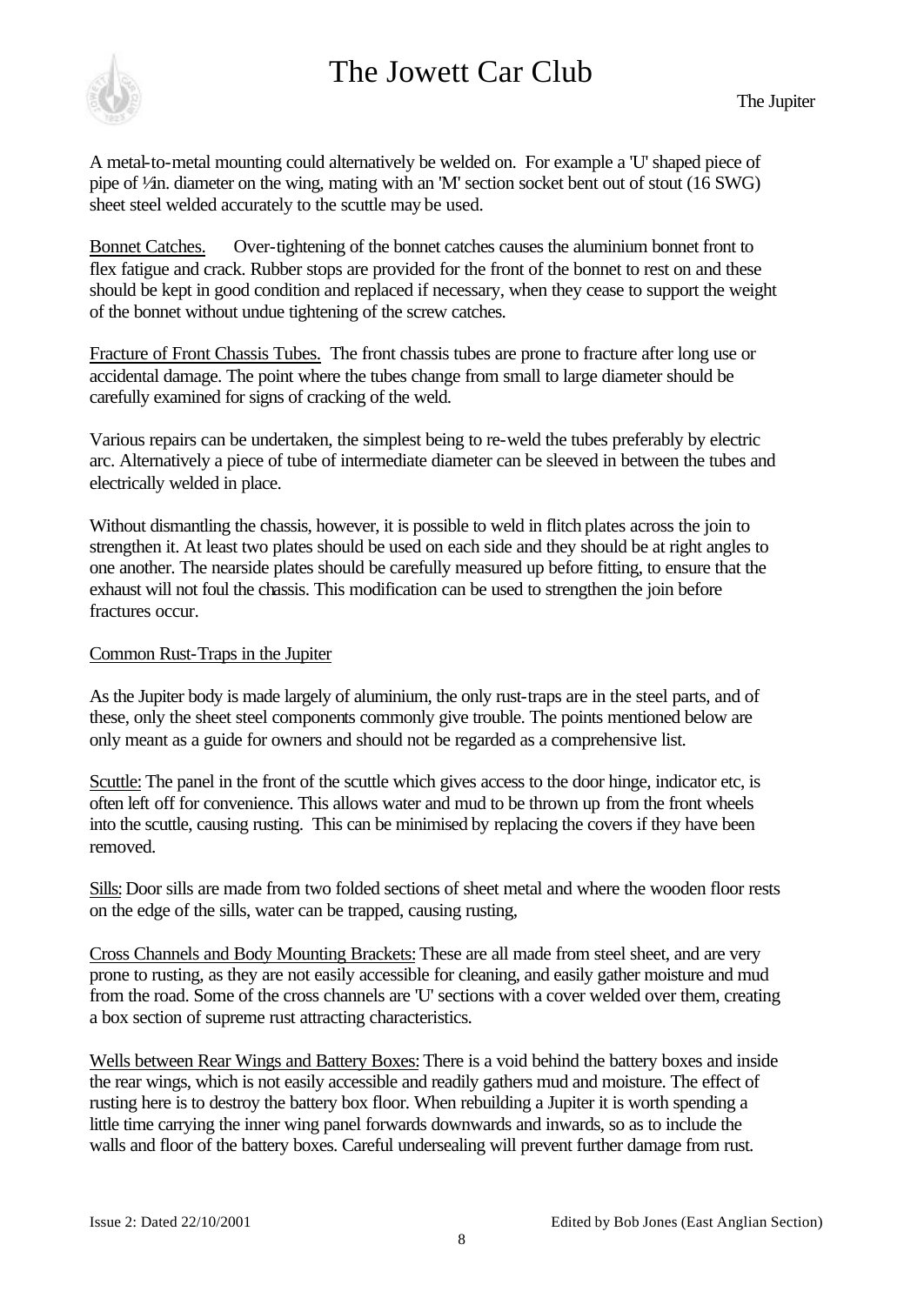A metal-to-metal mounting could alternatively be welded on. For example a 'U' shaped piece of pipe of ½in. diameter on the wing, mating with an 'M' section socket bent out of stout (16 SWG) sheet steel welded accurately to the scuttle may be used.

Bonnet Catches. Over-tightening of the bonnet catches causes the aluminium bonnet front to flex fatigue and crack. Rubber stops are provided for the front of the bonnet to rest on and these should be kept in good condition and replaced if necessary, when they cease to support the weight of the bonnet without undue tightening of the screw catches.

Fracture of Front Chassis Tubes. The front chassis tubes are prone to fracture after long use or accidental damage. The point where the tubes change from small to large diameter should be carefully examined for signs of cracking of the weld.

Various repairs can be undertaken, the simplest being to re-weld the tubes preferably by electric arc. Alternatively a piece of tube of intermediate diameter can be sleeved in between the tubes and electrically welded in place.

Without dismantling the chassis, however, it is possible to weld in flitch plates across the join to strengthen it. At least two plates should be used on each side and they should be at right angles to one another. The nearside plates should be carefully measured up before fitting, to ensure that the exhaust will not foul the chassis. This modification can be used to strengthen the join before fractures occur.

Common Rust-Traps in the Jupiter

As the Jupiter body is made largely of aluminium, the only rust-traps are in the steel parts, and of these, only the sheet steel components commonly give trouble. The points mentioned below are only meant as a guide for owners and should not be regarded as a comprehensive list.

Scuttle: The panel in the front of the scuttle which gives access to the door hinge, indicator etc, is often left off for convenience. This allows water and mud to be thrown up from the front wheels into the scuttle, causing rusting. This can be minimised by replacing the covers if they have been removed.

Sills: Door sills are made from two folded sections of sheet metal and where the wooden floor rests on the edge of the sills, water can be trapped, causing rusting,

Cross Channels and Body Mounting Brackets: These are all made from steel sheet, and are very prone to rusting, as they are not easily accessible for cleaning, and easily gather moisture and mud from the road. Some of the cross channels are 'U' sections with a cover welded over them, creating a box section of supreme rust attracting characteristics.

Wells between Rear Wings and Battery Boxes: There is a void behind the battery boxes and inside the rear wings, which is not easily accessible and readily gathers mud and moisture. The effect of rusting here is to destroy the battery box floor. When rebuilding a Jupiter it is worth spending a little time carrying the inner wing panel forwards downwards and inwards, so as to include the walls and floor of the battery boxes. Careful undersealing will prevent further damage from rust.